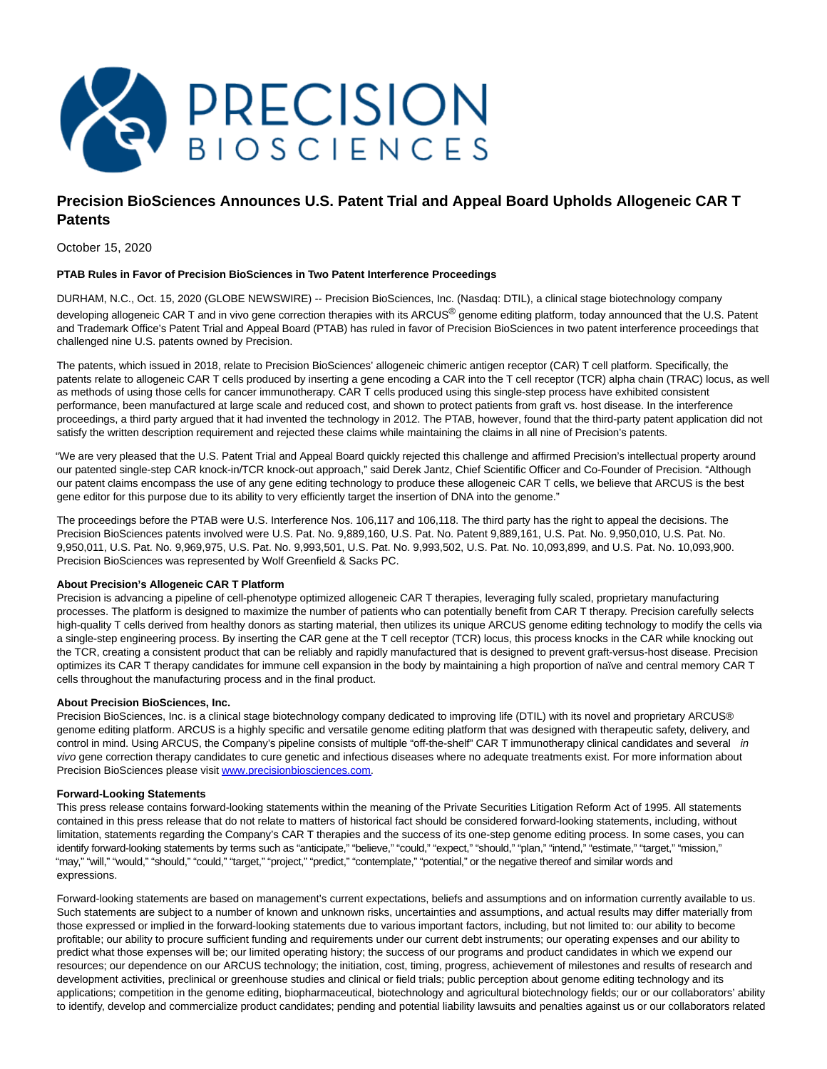# Precision BioSciences Announces U.S. Patent Trial and Appeal Board Upholds Allogeneic CAR T Patents

October 15, 2020

**PTAB Rules in Favor of Precision BioSciences in Two Patent Interference Proceedings**

DURHAM, N.C., Oct. 15, 2020 (GLOBE NEWSWIRE) -- Precision BioSciences, Inc. (Nasdaq: DTIL), a clinical stage biotechnology company developing allogeneic CAR T and in vivo gene correction therapies with its ARCUS® genome editing platform, today announced that the U.S. Patent and Trademark Office's Patent Trial and Appeal Board (PTAB) has ruled in favor of Precision BioSciences in two patent interference proceedings that challenged nine U.S. patents owned by Precision.

The patents, which issued in 2018, relate to Precision BioSciences' allogeneic chimeric antigen receptor (CAR) T cell platform. Specifically, the patents relate to allogeneic CAR T cells produced by inserting a gene encoding a CAR into the T cell receptor (TCR) alpha chain (TRAC) locus, as well as methods of using those cells for cancer immunotherapy. CAR T cells produced using this single-step process have exhibited consistent performance, been manufactured at large scale and reduced cost, and shown to protect patients from graft vs. host disease. In the interference proceedings, a third party argued that it had invented the technology in 2012. The PTAB, however, found that the third-party patent application did not satisfy the written description requirement and rejected these claims while maintaining the claims in all nine of Precision's patents.

"We are very pleased that the U.S. Patent Trial and Appeal Board quickly rejected this challenge and affirmed Precision's intellectual property around our patented single-step CAR knock-in/TCR knock-out approach," said Derek Jantz, Chief Scientific Officer and Co-Founder of Precision. "Although our patent claims encompass the use of any gene editing technology to produce these allogeneic CAR T cells, we believe that ARCUS is the best gene editor for this purpose due to its ability to very efficiently target the insertion of DNA into the genome."

The proceedings before the PTAB were U.S. Interference Nos. 106,117 and 106,118. The third party has the right to appeal the decisions. The Precision BioSciences patents involved were U.S. Pat. No. 9,889,160, U.S. Pat. No. Patent 9,889,161, U.S. Pat. No. 9,950,010, U.S. Pat. No. 9,950,011, U.S. Pat. No. 9,969,975, U.S. Pat. No. 9,993,501, U.S. Pat. No. 9,993,502, U.S. Pat. No. 10,093,899, and U.S. Pat. No. 10,093,900. Precision BioSciences was represented by Wolf Greenfield & Sacks PC.

**About Precision's Allogeneic CAR T Platform**

Precision is advancing a pipeline of cell-phenotype optimized allogeneic CAR T therapies, leveraging fully scaled, proprietary manufacturing processes. The platform is designed to maximize the number of patients who can potentially benefit from CAR T therapy. Precision carefully selects high-quality T cells derived from healthy donors as starting material, then utilizes its unique ARCUS genome editing technology to modify the cells via a single-step engineering process. By inserting the CAR gene at the T cell receptor (TCR) locus, this process knocks in the CAR while knocking out the TCR, creating a consistent product that can be reliably and rapidly manufactured that is designed to prevent graft-versus-host disease. Precision optimizes its CAR T therapy candidates for immune cell expansion in the body by maintaining a high proportion of naïve and central memory CAR T cells throughout the manufacturing process and in the final product.

**About Precision BioSciences, Inc.**

Precision BioSciences, Inc. is a clinical stage biotechnology company dedicated to improving life (DTIL) with its novel and proprietary ARCUS® genome editing platform. ARCUS is a highly specific and versatile genome editing platform that was designed with therapeutic safety, delivery, and control in mind. Using ARCUS, the Company's pipeline consists of multiple "off-the-shelf" CAR T immunotherapy clinical candidates and several *in vivo* gene correction therapy candidates to cure genetic and infectious diseases where no adequate treatments exist. For more information about Precision BioSciences please visit [www.precisionbiosciences.com](http://www.precisionbiosciences.com).

**Forward-Looking Statements**

This press release contains forward-looking statements within the meaning of the Private Securities Litigation Reform Act of 1995. All statements contained in this press release that do not relate to matters of historical fact should be considered forward-looking statements, including, without limitation, statements regarding the Company's CAR T therapies and the success of its one-step genome editing process. In some cases, you can identify forward-looking statements by terms such as "anticipate," "believe," "could," "expect," "should," "plan," "intend," "estimate," "target," "mission," "may," "will," "would," "should," "could," "target," "project," "predict," "contemplate," "potential," or the negative thereof and similar words and expressions.

Forward-looking statements are based on management's current expectations, beliefs and assumptions and on information currently available to us. Such statements are subject to a number of known and unknown risks, uncertainties and assumptions, and actual results may differ materially from those expressed or implied in the forward-looking statements due to various important factors, including, but not limited to: our ability to become profitable; our ability to procure sufficient funding and requirements under our current debt instruments; our operating expenses and our ability to predict what those expenses will be; our limited operating history; the success of our programs and product candidates in which we expend our resources; our dependence on our ARCUS technology; the initiation, cost, timing, progress, achievement of milestones and results of research and development activities, preclinical or greenhouse studies and clinical or field trials; public perception about genome editing technology and its applications; competition in the genome editing, biopharmaceutical, biotechnology and agricultural biotechnology fields; our or our collaborators' ability to identify, develop and commercialize product candidates; pending and potential liability lawsuits and penalties against us or our collaborators related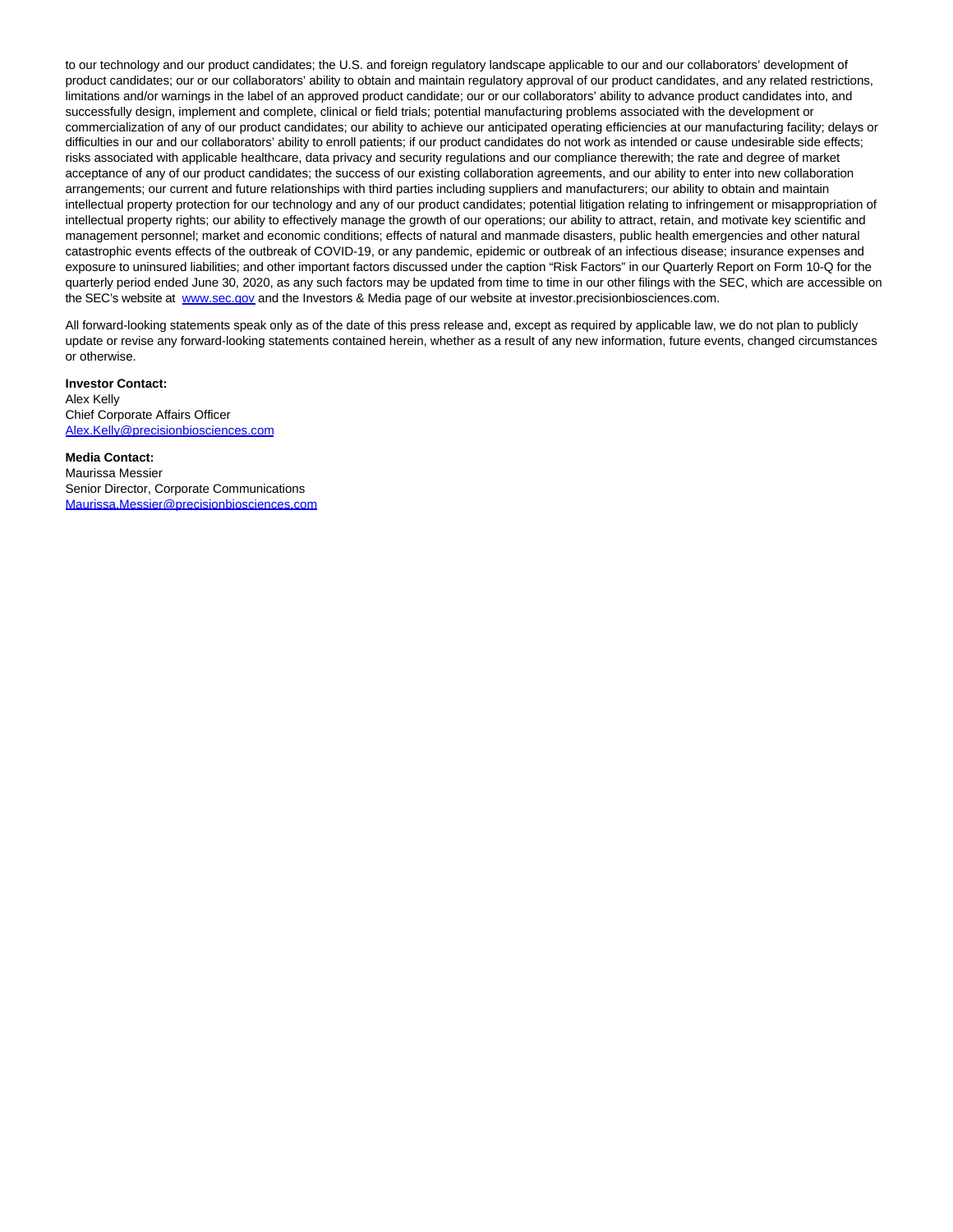to our technology and our product candidates; the U.S. and foreign regulatory landscape applicable to our and our collaborators' development of product candidates; our or our collaborators' ability to obtain and maintain regulatory approval of our product candidates, and any related restrictions, limitations and/or warnings in the label of an approved product candidate; our or our collaborators' ability to advance product candidates into, and successfully design, implement and complete, clinical or field trials; potential manufacturing problems associated with the development or commercialization of any of our product candidates; our ability to achieve our anticipated operating efficiencies at our manufacturing facility; delays or difficulties in our and our collaborators' ability to enroll patients; if our product candidates do not work as intended or cause undesirable side effects; risks associated with applicable healthcare, data privacy and security regulations and our compliance therewith; the rate and degree of market acceptance of any of our product candidates; the success of our existing collaboration agreements, and our ability to enter into new collaboration arrangements; our current and future relationships with third parties including suppliers and manufacturers; our ability to obtain and maintain intellectual property protection for our technology and any of our product candidates; potential litigation relating to infringement or misappropriation of intellectual property rights; our ability to effectively manage the growth of our operations; our ability to attract, retain, and motivate key scientific and management personnel; market and economic conditions; effects of natural and manmade disasters, public health emergencies and other natural catastrophic events effects of the outbreak of COVID-19, or any pandemic, epidemic or outbreak of an infectious disease; insurance expenses and exposure to uninsured liabilities; and other important factors discussed under the caption "Risk Factors" in our Quarterly Report on Form 10-Q for the quarterly period ended June 30, 2020, as any such factors may be updated from time to time in our other filings with the SEC, which are accessible on the SEC's website at www.sec.gov and the Investors & Media page of our website at investor.precisionbiosciences.com.

All forward-looking statements speak only as of the date of this press release and, except as required by applicable law, we do not plan to publicly update or revise any forward-looking statements contained herein, whether as a result of any new information, future events, changed circumstances or otherwise.

**Investor Contact:**
Alex Kelly
Chief Corporate Affairs Officer
Alex.Kelly@precisionbiosciences.com

**Media Contact:**
Maurissa Messier
Senior Director, Corporate Communications
Maurissa.Messier@precisionbiosciences.com